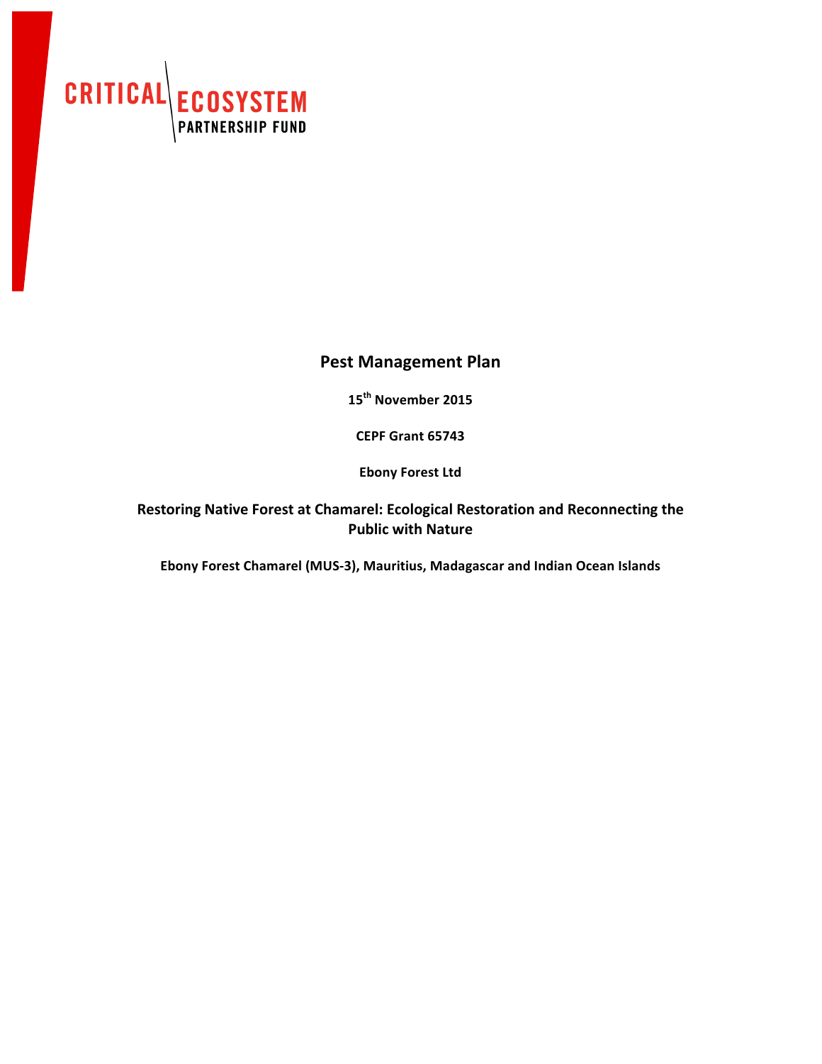CRITICAL ECOSYSTEM PARTNERSHIP FUND

# Pest Management Plan

**15th November 2015**

**CEPF Grant 65743**

**Ebony Forest Ltd**

**Restoring Native Forest at Chamarel: Ecological Restoration and Reconnecting the Public with Nature**

**Ebony Forest Chamarel (MUS-3), Mauritius, Madagascar and Indian Ocean Islands**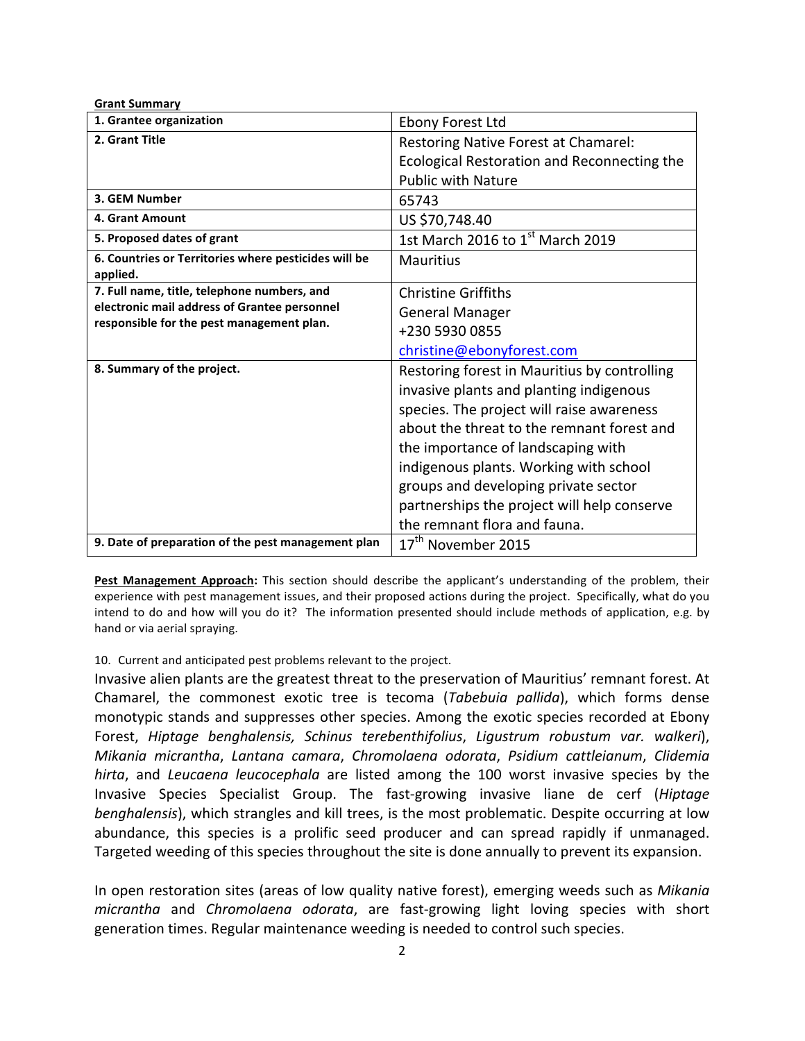**Grant Summary**

| 1. Grantee organization | Ebony Forest Ltd |
|---|---|
| 2. Grant Title | Restoring Native Forest at Chamarel: Ecological Restoration and Reconnecting the Public with Nature |
| 3. GEM Number | 65743 |
| 4. Grant Amount | US $70,748.40 |
| 5. Proposed dates of grant | 1st March 2016 to 1st March 2019 |
| 6. Countries or Territories where pesticides will be applied. | Mauritius |
| 7. Full name, title, telephone numbers, and electronic mail address of Grantee personnel responsible for the pest management plan. | Christine Griffiths<br>General Manager<br>+230 5930 0855<br>christine@ebonyforest.com |
| 8. Summary of the project. | Restoring forest in Mauritius by controlling invasive plants and planting indigenous species. The project will raise awareness about the threat to the remnant forest and the importance of landscaping with indigenous plants. Working with school groups and developing private sector partnerships the project will help conserve the remnant flora and fauna. |
| 9. Date of preparation of the pest management plan | 17th November 2015 |

**Pest Management Approach:** This section should describe the applicant's understanding of the problem, their experience with pest management issues, and their proposed actions during the project. Specifically, what do you intend to do and how will you do it? The information presented should include methods of application, e.g. by hand or via aerial spraying.

10. Current and anticipated pest problems relevant to the project.

Invasive alien plants are the greatest threat to the preservation of Mauritius' remnant forest. At Chamarel, the commonest exotic tree is tecoma (*Tabebuia pallida*), which forms dense monotypic stands and suppresses other species. Among the exotic species recorded at Ebony Forest, *Hiptage benghalensis, Schinus terebenthifolius*, *Ligustrum robustum var. walkeri*), *Mikania micrantha*, *Lantana camara*, *Chromolaena odorata*, *Psidium cattleianum*, *Clidemia hirta*, and *Leucaena leucocephala* are listed among the 100 worst invasive species by the Invasive Species Specialist Group. The fast-growing invasive liane de cerf (*Hiptage benghalensis*), which strangles and kill trees, is the most problematic. Despite occurring at low abundance, this species is a prolific seed producer and can spread rapidly if unmanaged. Targeted weeding of this species throughout the site is done annually to prevent its expansion.

In open restoration sites (areas of low quality native forest), emerging weeds such as *Mikania micrantha* and *Chromolaena odorata*, are fast-growing light loving species with short generation times. Regular maintenance weeding is needed to control such species.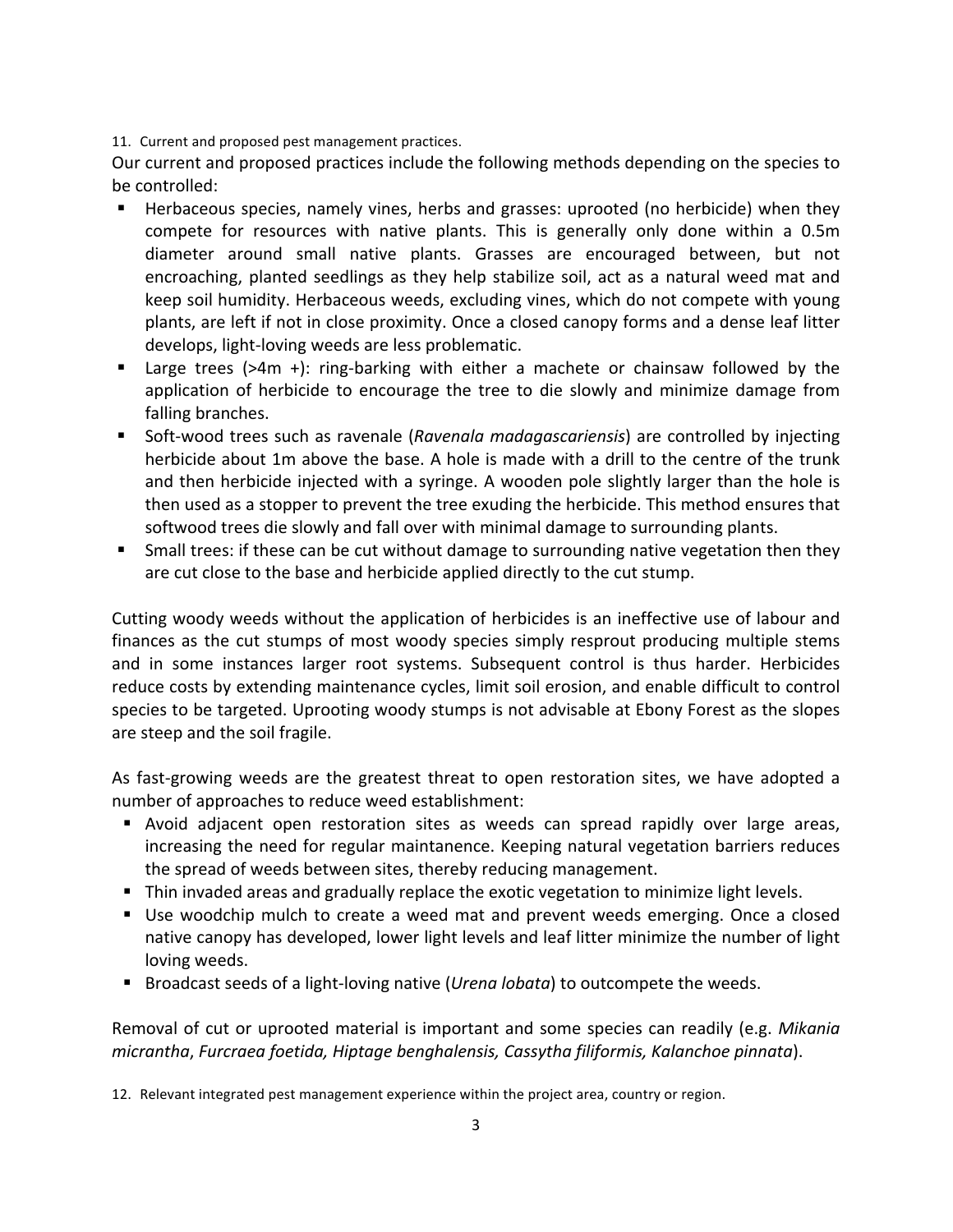11. Current and proposed pest management practices.

Our current and proposed practices include the following methods depending on the species to be controlled:

- Herbaceous species, namely vines, herbs and grasses: uprooted (no herbicide) when they compete for resources with native plants. This is generally only done within a 0.5m diameter around small native plants. Grasses are encouraged between, but not encroaching, planted seedlings as they help stabilize soil, act as a natural weed mat and keep soil humidity. Herbaceous weeds, excluding vines, which do not compete with young plants, are left if not in close proximity. Once a closed canopy forms and a dense leaf litter develops, light-loving weeds are less problematic.
- Large trees (>4m +): ring-barking with either a machete or chainsaw followed by the application of herbicide to encourage the tree to die slowly and minimize damage from falling branches.
- Soft-wood trees such as ravenale (*Ravenala madagascariensis*) are controlled by injecting herbicide about 1m above the base. A hole is made with a drill to the centre of the trunk and then herbicide injected with a syringe. A wooden pole slightly larger than the hole is then used as a stopper to prevent the tree exuding the herbicide. This method ensures that softwood trees die slowly and fall over with minimal damage to surrounding plants.
- Small trees: if these can be cut without damage to surrounding native vegetation then they are cut close to the base and herbicide applied directly to the cut stump.

Cutting woody weeds without the application of herbicides is an ineffective use of labour and finances as the cut stumps of most woody species simply resprout producing multiple stems and in some instances larger root systems. Subsequent control is thus harder. Herbicides reduce costs by extending maintenance cycles, limit soil erosion, and enable difficult to control species to be targeted. Uprooting woody stumps is not advisable at Ebony Forest as the slopes are steep and the soil fragile.

As fast-growing weeds are the greatest threat to open restoration sites, we have adopted a number of approaches to reduce weed establishment:

- Avoid adjacent open restoration sites as weeds can spread rapidly over large areas, increasing the need for regular maintanence. Keeping natural vegetation barriers reduces the spread of weeds between sites, thereby reducing management.
- Thin invaded areas and gradually replace the exotic vegetation to minimize light levels.
- Use woodchip mulch to create a weed mat and prevent weeds emerging. Once a closed native canopy has developed, lower light levels and leaf litter minimize the number of light loving weeds.
- Broadcast seeds of a light-loving native (*Urena lobata*) to outcompete the weeds.

Removal of cut or uprooted material is important and some species can readily (e.g. *Mikania micrantha*, *Furcraea foetida, Hiptage benghalensis, Cassytha filiformis, Kalanchoe pinnata*).

12. Relevant integrated pest management experience within the project area, country or region.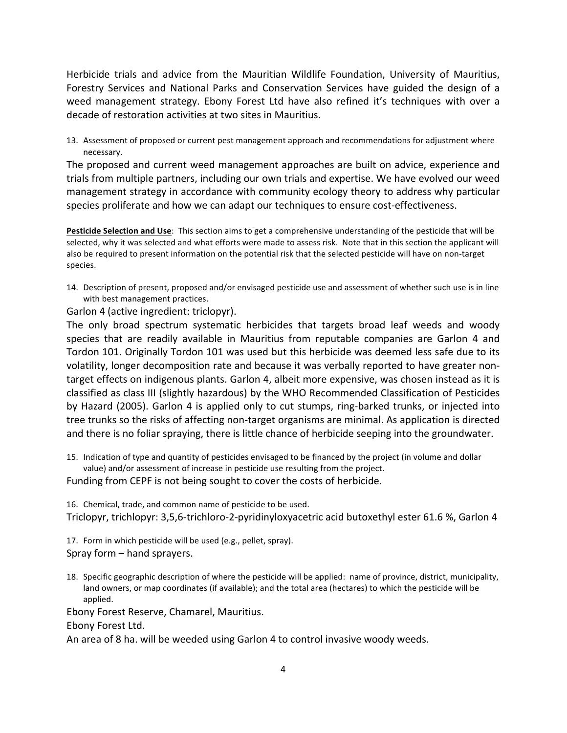Herbicide trials and advice from the Mauritian Wildlife Foundation, University of Mauritius, Forestry Services and National Parks and Conservation Services have guided the design of a weed management strategy. Ebony Forest Ltd have also refined it's techniques with over a decade of restoration activities at two sites in Mauritius.

13. Assessment of proposed or current pest management approach and recommendations for adjustment where necessary.

The proposed and current weed management approaches are built on advice, experience and trials from multiple partners, including our own trials and expertise. We have evolved our weed management strategy in accordance with community ecology theory to address why particular species proliferate and how we can adapt our techniques to ensure cost-effectiveness.

**Pesticide Selection and Use**: This section aims to get a comprehensive understanding of the pesticide that will be selected, why it was selected and what efforts were made to assess risk. Note that in this section the applicant will also be required to present information on the potential risk that the selected pesticide will have on non-target species.

14. Description of present, proposed and/or envisaged pesticide use and assessment of whether such use is in line with best management practices.

Garlon 4 (active ingredient: triclopyr).

The only broad spectrum systematic herbicides that targets broad leaf weeds and woody species that are readily available in Mauritius from reputable companies are Garlon 4 and Tordon 101. Originally Tordon 101 was used but this herbicide was deemed less safe due to its volatility, longer decomposition rate and because it was verbally reported to have greater non-target effects on indigenous plants. Garlon 4, albeit more expensive, was chosen instead as it is classified as class III (slightly hazardous) by the WHO Recommended Classification of Pesticides by Hazard (2005). Garlon 4 is applied only to cut stumps, ring-barked trunks, or injected into tree trunks so the risks of affecting non-target organisms are minimal. As application is directed and there is no foliar spraying, there is little chance of herbicide seeping into the groundwater.

15. Indication of type and quantity of pesticides envisaged to be financed by the project (in volume and dollar value) and/or assessment of increase in pesticide use resulting from the project.

Funding from CEPF is not being sought to cover the costs of herbicide.

16. Chemical, trade, and common name of pesticide to be used.

Triclopyr, trichlopyr: 3,5,6-trichloro-2-pyridinyloxyacetric acid butoxethyl ester 61.6 %, Garlon 4

17. Form in which pesticide will be used (e.g., pellet, spray).

Spray form – hand sprayers.

18. Specific geographic description of where the pesticide will be applied: name of province, district, municipality, land owners, or map coordinates (if available); and the total area (hectares) to which the pesticide will be applied.

Ebony Forest Reserve, Chamarel, Mauritius.

Ebony Forest Ltd.

An area of 8 ha. will be weeded using Garlon 4 to control invasive woody weeds.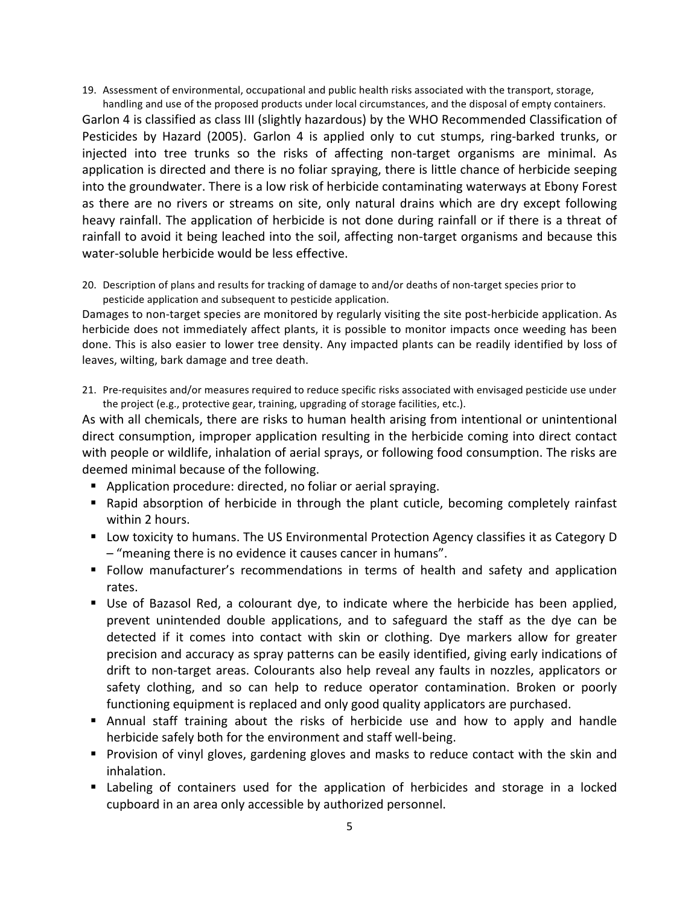19. Assessment of environmental, occupational and public health risks associated with the transport, storage, handling and use of the proposed products under local circumstances, and the disposal of empty containers.

Garlon 4 is classified as class III (slightly hazardous) by the WHO Recommended Classification of Pesticides by Hazard (2005). Garlon 4 is applied only to cut stumps, ring-barked trunks, or injected into tree trunks so the risks of affecting non-target organisms are minimal. As application is directed and there is no foliar spraying, there is little chance of herbicide seeping into the groundwater. There is a low risk of herbicide contaminating waterways at Ebony Forest as there are no rivers or streams on site, only natural drains which are dry except following heavy rainfall. The application of herbicide is not done during rainfall or if there is a threat of rainfall to avoid it being leached into the soil, affecting non-target organisms and because this water-soluble herbicide would be less effective.

20. Description of plans and results for tracking of damage to and/or deaths of non-target species prior to pesticide application and subsequent to pesticide application.

Damages to non-target species are monitored by regularly visiting the site post-herbicide application. As herbicide does not immediately affect plants, it is possible to monitor impacts once weeding has been done. This is also easier to lower tree density. Any impacted plants can be readily identified by loss of leaves, wilting, bark damage and tree death.

21. Pre-requisites and/or measures required to reduce specific risks associated with envisaged pesticide use under the project (e.g., protective gear, training, upgrading of storage facilities, etc.).

As with all chemicals, there are risks to human health arising from intentional or unintentional direct consumption, improper application resulting in the herbicide coming into direct contact with people or wildlife, inhalation of aerial sprays, or following food consumption. The risks are deemed minimal because of the following.

- Application procedure: directed, no foliar or aerial spraying.
- Rapid absorption of herbicide in through the plant cuticle, becoming completely rainfast within 2 hours.
- Low toxicity to humans. The US Environmental Protection Agency classifies it as Category D – "meaning there is no evidence it causes cancer in humans".
- Follow manufacturer's recommendations in terms of health and safety and application rates.
- Use of Bazasol Red, a colourant dye, to indicate where the herbicide has been applied, prevent unintended double applications, and to safeguard the staff as the dye can be detected if it comes into contact with skin or clothing. Dye markers allow for greater precision and accuracy as spray patterns can be easily identified, giving early indications of drift to non-target areas. Colourants also help reveal any faults in nozzles, applicators or safety clothing, and so can help to reduce operator contamination. Broken or poorly functioning equipment is replaced and only good quality applicators are purchased.
- Annual staff training about the risks of herbicide use and how to apply and handle herbicide safely both for the environment and staff well-being.
- Provision of vinyl gloves, gardening gloves and masks to reduce contact with the skin and inhalation.
- Labeling of containers used for the application of herbicides and storage in a locked cupboard in an area only accessible by authorized personnel.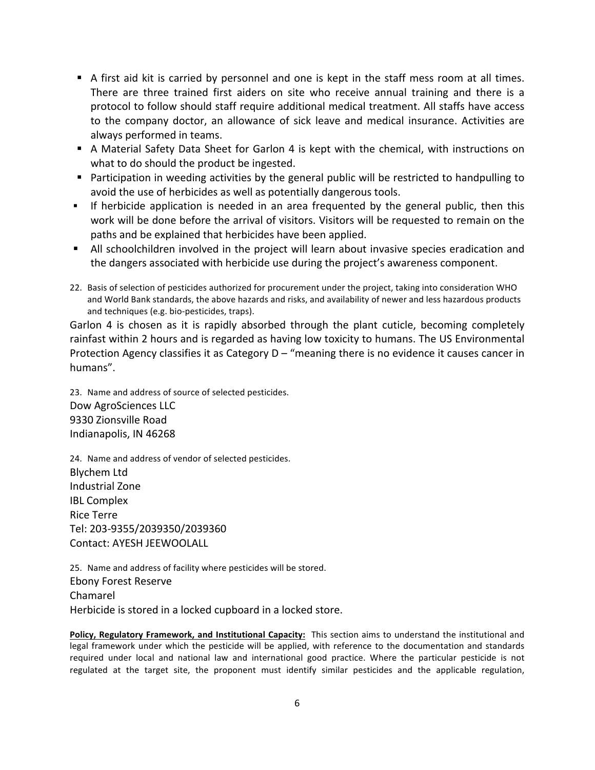- A first aid kit is carried by personnel and one is kept in the staff mess room at all times. There are three trained first aiders on site who receive annual training and there is a protocol to follow should staff require additional medical treatment. All staffs have access to the company doctor, an allowance of sick leave and medical insurance. Activities are always performed in teams.
- A Material Safety Data Sheet for Garlon 4 is kept with the chemical, with instructions on what to do should the product be ingested.
- Participation in weeding activities by the general public will be restricted to handpulling to avoid the use of herbicides as well as potentially dangerous tools.
- If herbicide application is needed in an area frequented by the general public, then this work will be done before the arrival of visitors. Visitors will be requested to remain on the paths and be explained that herbicides have been applied.
- All schoolchildren involved in the project will learn about invasive species eradication and the dangers associated with herbicide use during the project's awareness component.

22. Basis of selection of pesticides authorized for procurement under the project, taking into consideration WHO and World Bank standards, the above hazards and risks, and availability of newer and less hazardous products and techniques (e.g. bio-pesticides, traps).

Garlon 4 is chosen as it is rapidly absorbed through the plant cuticle, becoming completely rainfast within 2 hours and is regarded as having low toxicity to humans. The US Environmental Protection Agency classifies it as Category D – "meaning there is no evidence it causes cancer in humans".

23. Name and address of source of selected pesticides.

Dow AgroSciences LLC
9330 Zionsville Road
Indianapolis, IN 46268

24. Name and address of vendor of selected pesticides.

Blychem Ltd
Industrial Zone
IBL Complex
Rice Terre
Tel: 203-9355/2039350/2039360
Contact: AYESH JEEWOOLALL

25. Name and address of facility where pesticides will be stored.

Ebony Forest Reserve
Chamarel
Herbicide is stored in a locked cupboard in a locked store.

**Policy, Regulatory Framework, and Institutional Capacity:** This section aims to understand the institutional and legal framework under which the pesticide will be applied, with reference to the documentation and standards required under local and national law and international good practice. Where the particular pesticide is not regulated at the target site, the proponent must identify similar pesticides and the applicable regulation,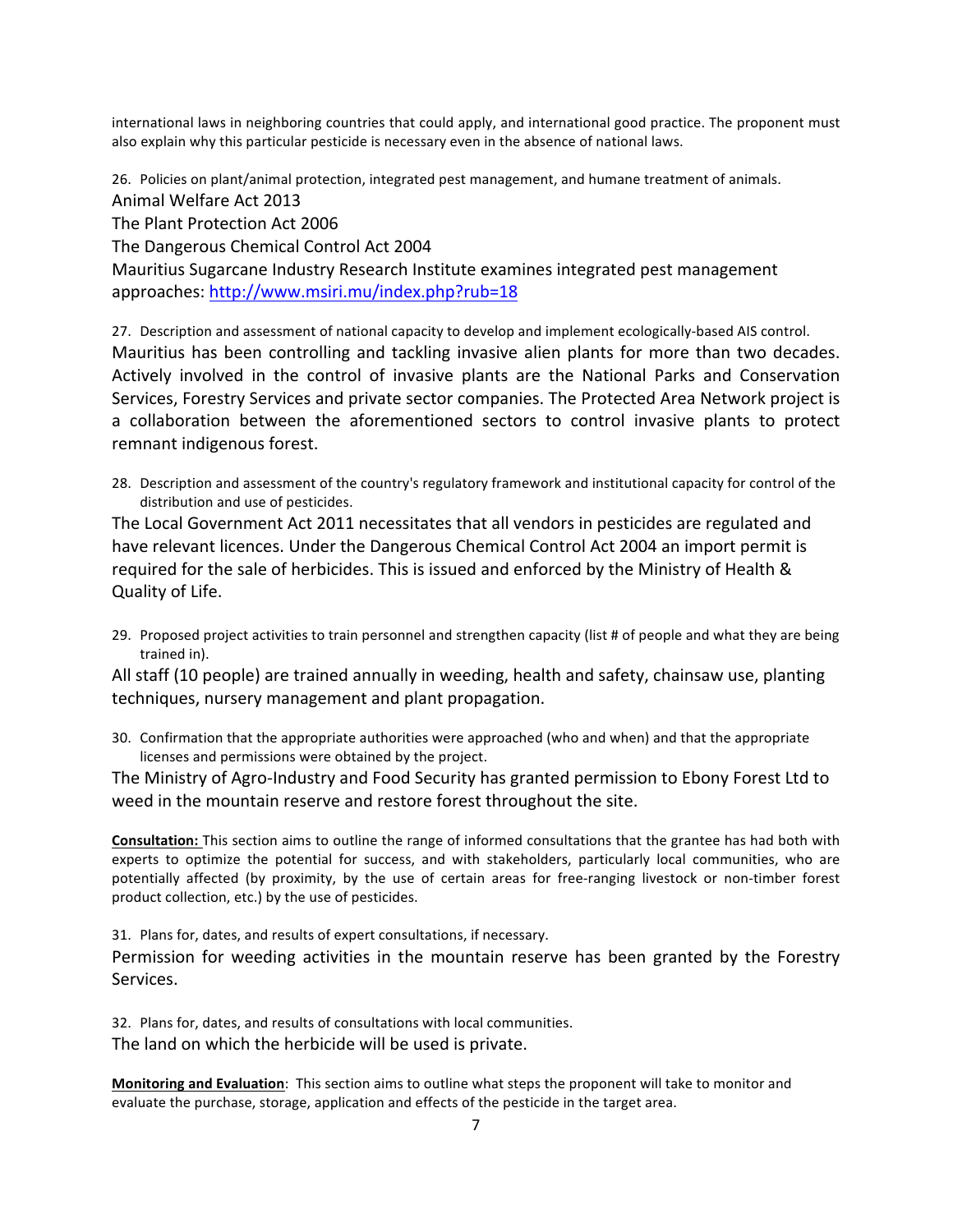international laws in neighboring countries that could apply, and international good practice. The proponent must also explain why this particular pesticide is necessary even in the absence of national laws.

26. Policies on plant/animal protection, integrated pest management, and humane treatment of animals.

Animal Welfare Act 2013

The Plant Protection Act 2006

The Dangerous Chemical Control Act 2004

Mauritius Sugarcane Industry Research Institute examines integrated pest management approaches: http://www.msiri.mu/index.php?rub=18

27. Description and assessment of national capacity to develop and implement ecologically-based AIS control.

Mauritius has been controlling and tackling invasive alien plants for more than two decades. Actively involved in the control of invasive plants are the National Parks and Conservation Services, Forestry Services and private sector companies. The Protected Area Network project is a collaboration between the aforementioned sectors to control invasive plants to protect remnant indigenous forest.

28. Description and assessment of the country's regulatory framework and institutional capacity for control of the distribution and use of pesticides.

The Local Government Act 2011 necessitates that all vendors in pesticides are regulated and have relevant licences. Under the Dangerous Chemical Control Act 2004 an import permit is required for the sale of herbicides. This is issued and enforced by the Ministry of Health & Quality of Life.

29. Proposed project activities to train personnel and strengthen capacity (list # of people and what they are being trained in).

All staff (10 people) are trained annually in weeding, health and safety, chainsaw use, planting techniques, nursery management and plant propagation.

30. Confirmation that the appropriate authorities were approached (who and when) and that the appropriate licenses and permissions were obtained by the project.

The Ministry of Agro-Industry and Food Security has granted permission to Ebony Forest Ltd to weed in the mountain reserve and restore forest throughout the site.

**Consultation:** This section aims to outline the range of informed consultations that the grantee has had both with experts to optimize the potential for success, and with stakeholders, particularly local communities, who are potentially affected (by proximity, by the use of certain areas for free-ranging livestock or non-timber forest product collection, etc.) by the use of pesticides.

31. Plans for, dates, and results of expert consultations, if necessary.

Permission for weeding activities in the mountain reserve has been granted by the Forestry Services.

32. Plans for, dates, and results of consultations with local communities.

The land on which the herbicide will be used is private.

**Monitoring and Evaluation**: This section aims to outline what steps the proponent will take to monitor and evaluate the purchase, storage, application and effects of the pesticide in the target area.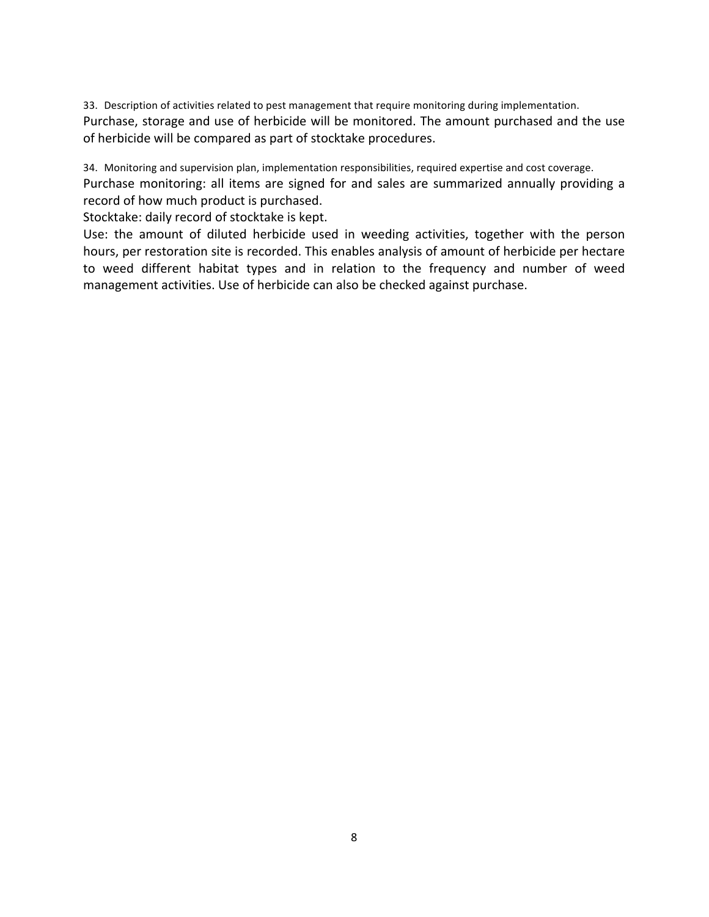33. Description of activities related to pest management that require monitoring during implementation.

Purchase, storage and use of herbicide will be monitored. The amount purchased and the use of herbicide will be compared as part of stocktake procedures.

34. Monitoring and supervision plan, implementation responsibilities, required expertise and cost coverage.

Purchase monitoring: all items are signed for and sales are summarized annually providing a record of how much product is purchased.

Stocktake: daily record of stocktake is kept.

Use: the amount of diluted herbicide used in weeding activities, together with the person hours, per restoration site is recorded. This enables analysis of amount of herbicide per hectare to weed different habitat types and in relation to the frequency and number of weed management activities. Use of herbicide can also be checked against purchase.